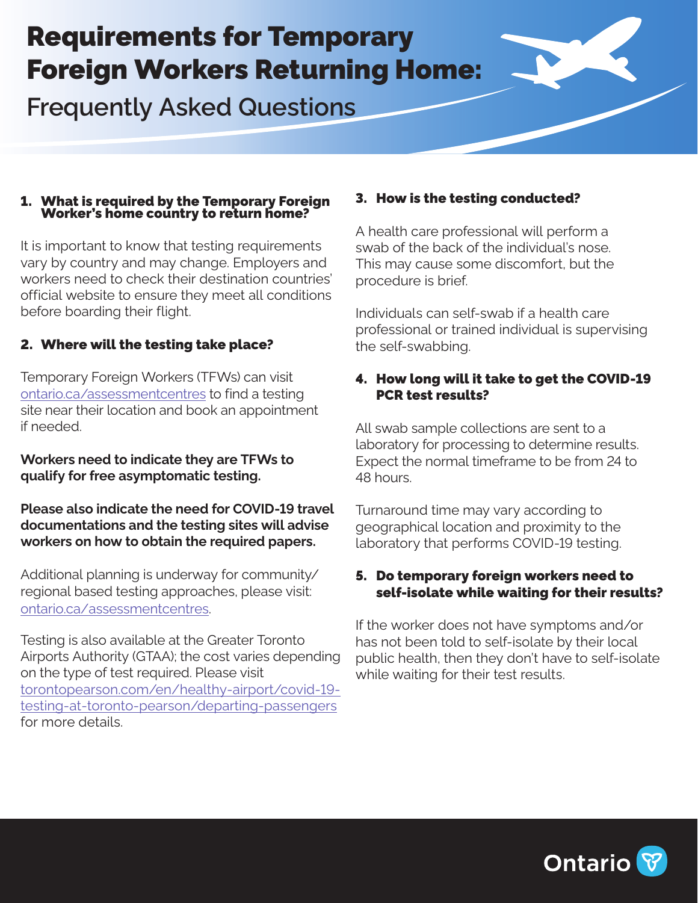# Requirements for Temporary Foreign Workers Returning Home:

## Frequently Asked Questions

### 1. What is required by the Temporary Foreign Worker's home country to return home?

It is important to know that testing requirements vary by country and may change. Employers and workers need to check their destination countries' official website to ensure they meet all conditions before boarding their flight.

### 2. Where will the testing take place?

Temporary Foreign Workers (TFWs) can visit ontario.ca/assessmentcentres to find a testing site near their location and book an appointment if needed.

**Workers need to indicate they are TFWs to qualify for free asymptomatic testing.**

**Please also indicate the need for COVID-19 travel documentations and the testing sites will advise workers on how to obtain the required papers.**

Additional planning is underway for community/regional based testing approaches, please visit: ontario.ca/assessmentcentres.

Testing is also available at the Greater Toronto Airports Authority (GTAA); the cost varies depending on the type of test required. Please visit torontopearson.com/en/healthy-airport/covid-19-testing-at-toronto-pearson/departing-passengers for more details.

### 3. How is the testing conducted?

A health care professional will perform a swab of the back of the individual's nose. This may cause some discomfort, but the procedure is brief.

Individuals can self-swab if a health care professional or trained individual is supervising the self-swabbing.

### 4. How long will it take to get the COVID-19 PCR test results?

All swab sample collections are sent to a laboratory for processing to determine results. Expect the normal timeframe to be from 24 to 48 hours.

Turnaround time may vary according to geographical location and proximity to the laboratory that performs COVID-19 testing.

### 5. Do temporary foreign workers need to self-isolate while waiting for their results?

If the worker does not have symptoms and/or has not been told to self-isolate by their local public health, then they don't have to self-isolate while waiting for their test results.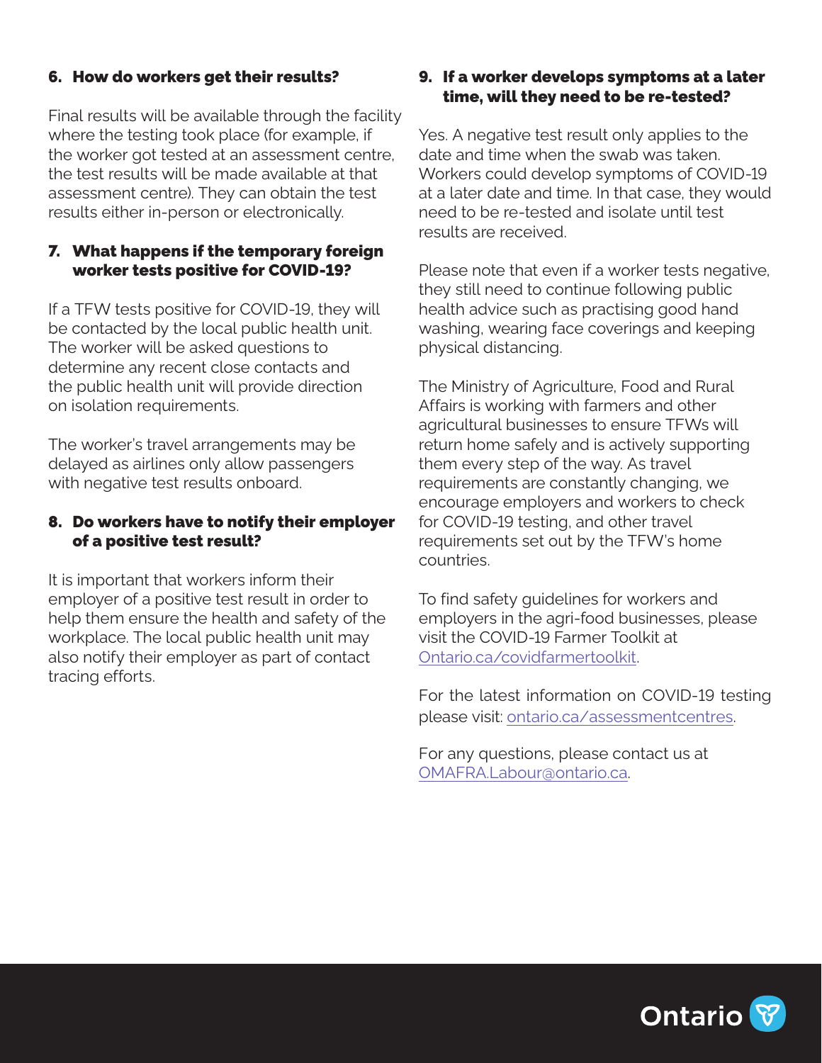### 6. How do workers get their results?

Final results will be available through the facility where the testing took place (for example, if the worker got tested at an assessment centre, the test results will be made available at that assessment centre). They can obtain the test results either in-person or electronically.

### 7. What happens if the temporary foreign worker tests positive for COVID-19?

If a TFW tests positive for COVID-19, they will be contacted by the local public health unit. The worker will be asked questions to determine any recent close contacts and the public health unit will provide direction on isolation requirements.

The worker's travel arrangements may be delayed as airlines only allow passengers with negative test results onboard.

### 8. Do workers have to notify their employer of a positive test result?

It is important that workers inform their employer of a positive test result in order to help them ensure the health and safety of the workplace. The local public health unit may also notify their employer as part of contact tracing efforts.

### 9. If a worker develops symptoms at a later time, will they need to be re-tested?

Yes. A negative test result only applies to the date and time when the swab was taken. Workers could develop symptoms of COVID-19 at a later date and time. In that case, they would need to be re-tested and isolate until test results are received.

Please note that even if a worker tests negative, they still need to continue following public health advice such as practising good hand washing, wearing face coverings and keeping physical distancing.

The Ministry of Agriculture, Food and Rural Affairs is working with farmers and other agricultural businesses to ensure TFWs will return home safely and is actively supporting them every step of the way. As travel requirements are constantly changing, we encourage employers and workers to check for COVID-19 testing, and other travel requirements set out by the TFW's home countries.

To find safety guidelines for workers and employers in the agri-food businesses, please visit the COVID-19 Farmer Toolkit at Ontario.ca/covidfarmertoolkit.

For the latest information on COVID-19 testing please visit: ontario.ca/assessmentcentres.

For any questions, please contact us at OMAFRA.Labour@ontario.ca.

Ontario